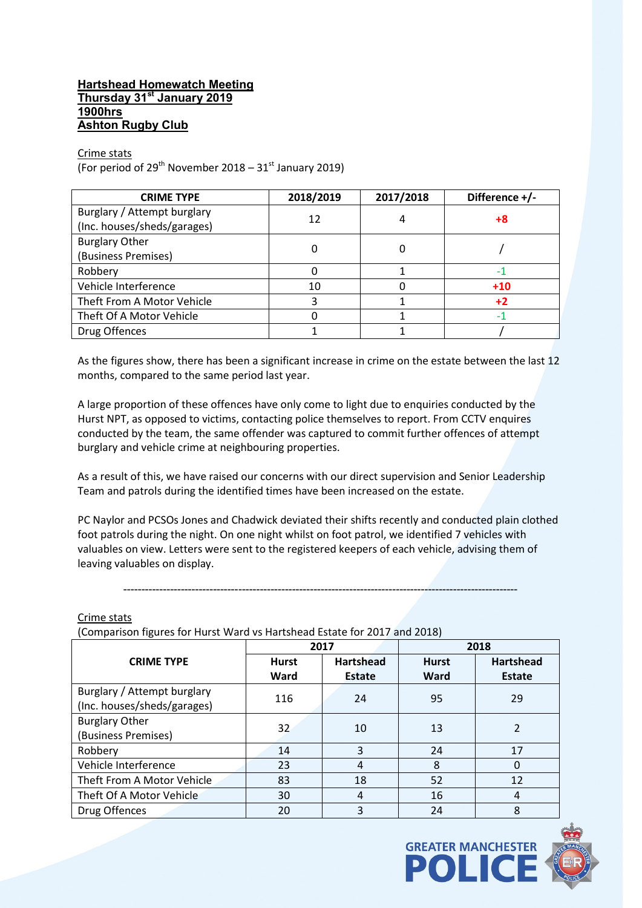**Hartshead Homewatch Meeting**
**Thursday 31st January 2019**
**1900hrs**
**Ashton Rugby Club**

Crime stats
(For period of 29th November 2018 – 31st January 2019)

| CRIME TYPE | 2018/2019 | 2017/2018 | Difference +/- |
|---|---|---|---|
| Burglary / Attempt burglary (Inc. houses/sheds/garages) | 12 | 4 | **+8** |
| Burglary Other (Business Premises) | 0 | 0 | / |
| Robbery | 0 | 1 | -1 |
| Vehicle Interference | 10 | 0 | **+10** |
| Theft From A Motor Vehicle | 3 | 1 | **+2** |
| Theft Of A Motor Vehicle | 0 | 1 | -1 |
| Drug Offences | 1 | 1 | / |

As the figures show, there has been a significant increase in crime on the estate between the last 12 months, compared to the same period last year.

A large proportion of these offences have only come to light due to enquiries conducted by the Hurst NPT, as opposed to victims, contacting police themselves to report. From CCTV enquires conducted by the team, the same offender was captured to commit further offences of attempt burglary and vehicle crime at neighbouring properties.

As a result of this, we have raised our concerns with our direct supervision and Senior Leadership Team and patrols during the identified times have been increased on the estate.

PC Naylor and PCSOs Jones and Chadwick deviated their shifts recently and conducted plain clothed foot patrols during the night. On one night whilst on foot patrol, we identified 7 vehicles with valuables on view. Letters were sent to the registered keepers of each vehicle, advising them of leaving valuables on display.

---

Crime stats
(Comparison figures for Hurst Ward vs Hartshead Estate for 2017 and 2018)

| CRIME TYPE | 2017 | | 2018 | |
|---|---|---|---|---|
| | Hurst Ward | Hartshead Estate | Hurst Ward | Hartshead Estate |
| Burglary / Attempt burglary (Inc. houses/sheds/garages) | 116 | 24 | 95 | 29 |
| Burglary Other (Business Premises) | 32 | 10 | 13 | 2 |
| Robbery | 14 | 3 | 24 | 17 |
| Vehicle Interference | 23 | 4 | 8 | 0 |
| Theft From A Motor Vehicle | 83 | 18 | 52 | 12 |
| Theft Of A Motor Vehicle | 30 | 4 | 16 | 4 |
| Drug Offences | 20 | 3 | 24 | 8 |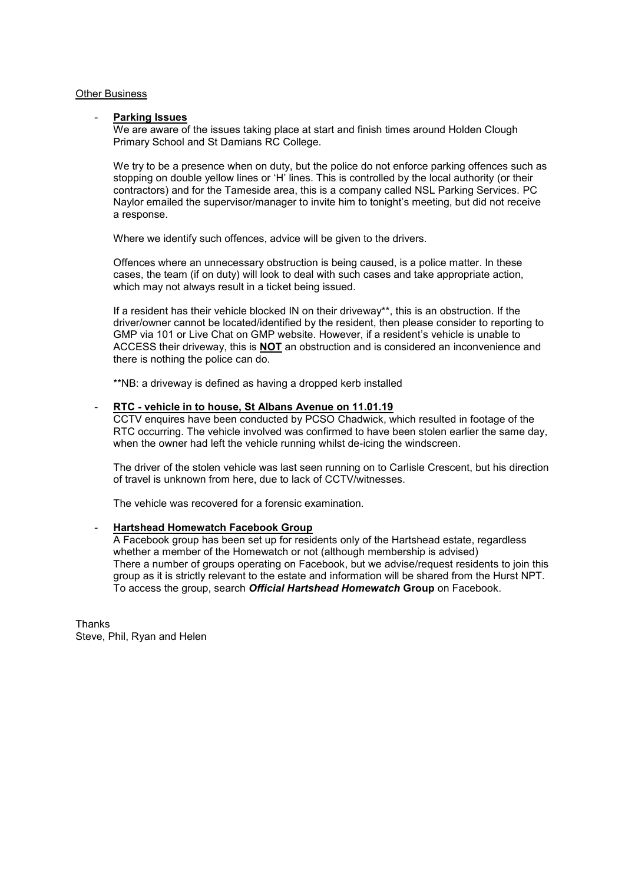Other Business

- **Parking Issues**
  We are aware of the issues taking place at start and finish times around Holden Clough Primary School and St Damians RC College.

  We try to be a presence when on duty, but the police do not enforce parking offences such as stopping on double yellow lines or 'H' lines. This is controlled by the local authority (or their contractors) and for the Tameside area, this is a company called NSL Parking Services. PC Naylor emailed the supervisor/manager to invite him to tonight's meeting, but did not receive a response.

  Where we identify such offences, advice will be given to the drivers.

  Offences where an unnecessary obstruction is being caused, is a police matter. In these cases, the team (if on duty) will look to deal with such cases and take appropriate action, which may not always result in a ticket being issued.

  If a resident has their vehicle blocked IN on their driveway**, this is an obstruction. If the driver/owner cannot be located/identified by the resident, then please consider to reporting to GMP via 101 or Live Chat on GMP website. However, if a resident's vehicle is unable to ACCESS their driveway, this is **NOT** an obstruction and is considered an inconvenience and there is nothing the police can do.

  **NB: a driveway is defined as having a dropped kerb installed

- **RTC - vehicle in to house, St Albans Avenue on 11.01.19**
  CCTV enquires have been conducted by PCSO Chadwick, which resulted in footage of the RTC occurring. The vehicle involved was confirmed to have been stolen earlier the same day, when the owner had left the vehicle running whilst de-icing the windscreen.

  The driver of the stolen vehicle was last seen running on to Carlisle Crescent, but his direction of travel is unknown from here, due to lack of CCTV/witnesses.

  The vehicle was recovered for a forensic examination.

- **Hartshead Homewatch Facebook Group**
  A Facebook group has been set up for residents only of the Hartshead estate, regardless whether a member of the Homewatch or not (although membership is advised)
  There a number of groups operating on Facebook, but we advise/request residents to join this group as it is strictly relevant to the estate and information will be shared from the Hurst NPT.
  To access the group, search ***Official Hartshead Homewatch* Group** on Facebook.

Thanks
Steve, Phil, Ryan and Helen